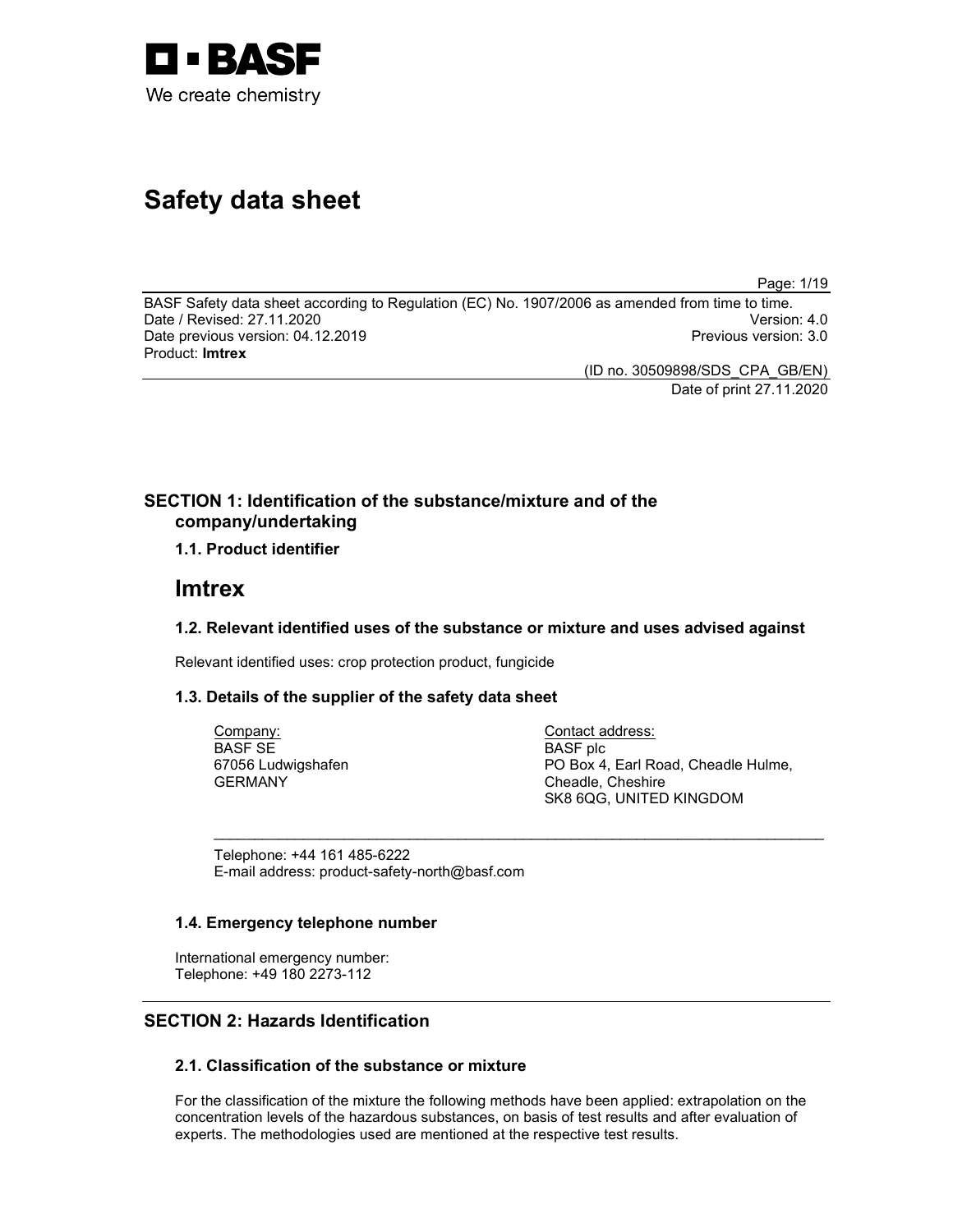# Safety data sheet

BASF Safety data sheet according to Regulation (EC) No. 1907/2006 as amended from time to time.
Date / Revised: 27.11.2020 Version: 4.0
Date previous version: 04.12.2019 Previous version: 3.0
Product: **Imtrex**

(ID no. 30509898/SDS_CPA_GB/EN)
Date of print 27.11.2020

## SECTION 1: Identification of the substance/mixture and of the company/undertaking

### 1.1. Product identifier

# Imtrex

### 1.2. Relevant identified uses of the substance or mixture and uses advised against

Relevant identified uses: crop protection product, fungicide

### 1.3. Details of the supplier of the safety data sheet

Company:
BASF SE
67056 Ludwigshafen
GERMANY

Contact address:
BASF plc
PO Box 4, Earl Road, Cheadle Hulme,
Cheadle, Cheshire
SK8 6QG, UNITED KINGDOM

Telephone: +44 161 485-6222
E-mail address: product-safety-north@basf.com

### 1.4. Emergency telephone number

International emergency number:
Telephone: +49 180 2273-112

## SECTION 2: Hazards Identification

### 2.1. Classification of the substance or mixture

For the classification of the mixture the following methods have been applied: extrapolation on the concentration levels of the hazardous substances, on basis of test results and after evaluation of experts. The methodologies used are mentioned at the respective test results.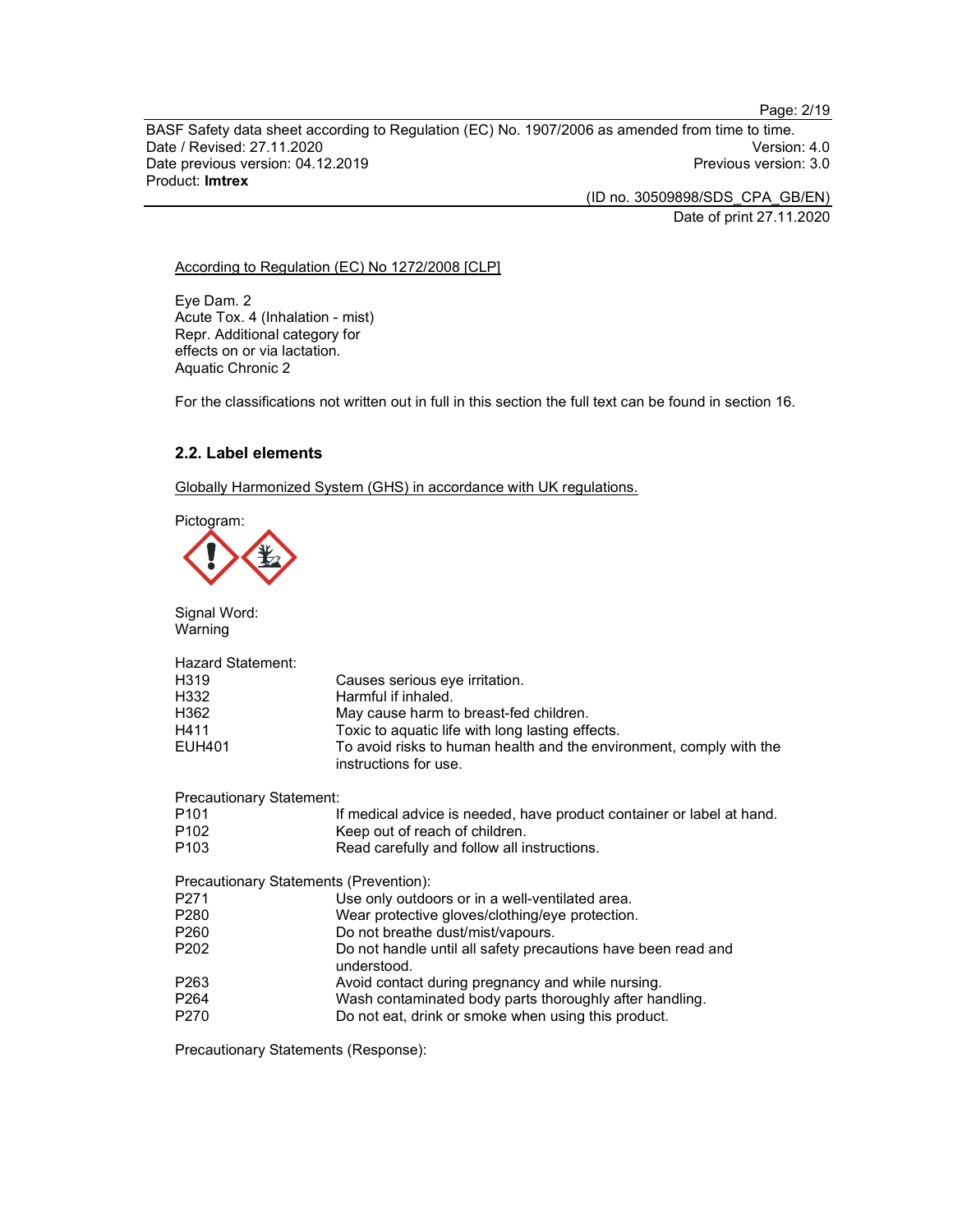According to Regulation (EC) No 1272/2008 [CLP]

Eye Dam. 2
Acute Tox. 4 (Inhalation - mist)
Repr. Additional category for effects on or via lactation.
Aquatic Chronic 2

For the classifications not written out in full in this section the full text can be found in section 16.

### 2.2. Label elements

Globally Harmonized System (GHS) in accordance with UK regulations.

Pictogram:

Signal Word:
Warning

Hazard Statement:

| | |
|---|---|
| H319 | Causes serious eye irritation. |
| H332 | Harmful if inhaled. |
| H362 | May cause harm to breast-fed children. |
| H411 | Toxic to aquatic life with long lasting effects. |
| EUH401 | To avoid risks to human health and the environment, comply with the instructions for use. |

Precautionary Statement:

| | |
|---|---|
| P101 | If medical advice is needed, have product container or label at hand. |
| P102 | Keep out of reach of children. |
| P103 | Read carefully and follow all instructions. |

Precautionary Statements (Prevention):

| | |
|---|---|
| P271 | Use only outdoors or in a well-ventilated area. |
| P280 | Wear protective gloves/clothing/eye protection. |
| P260 | Do not breathe dust/mist/vapours. |
| P202 | Do not handle until all safety precautions have been read and understood. |
| P263 | Avoid contact during pregnancy and while nursing. |
| P264 | Wash contaminated body parts thoroughly after handling. |
| P270 | Do not eat, drink or smoke when using this product. |

Precautionary Statements (Response):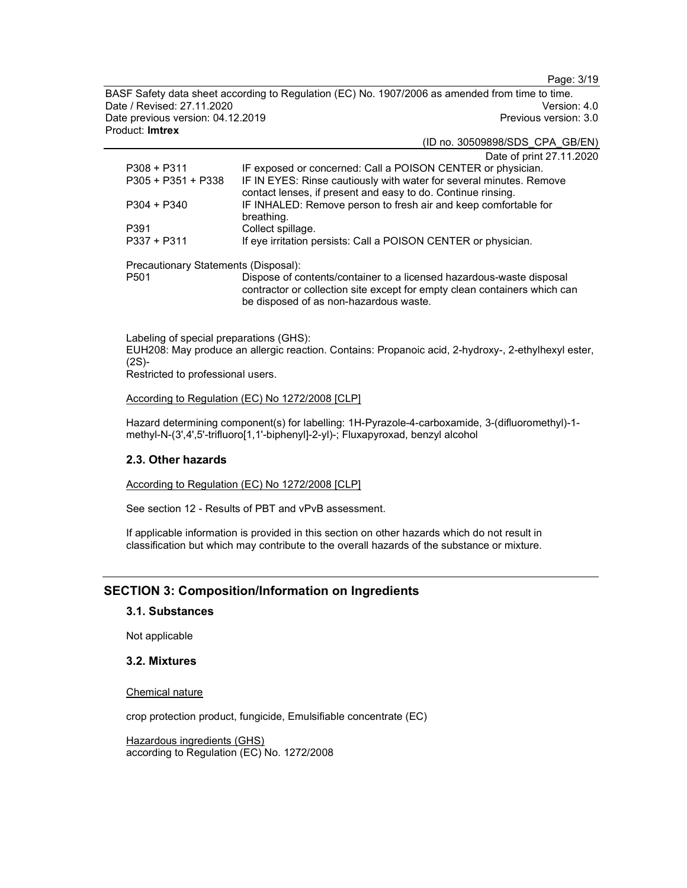| | |
|---|---|
| P308 + P311 | IF exposed or concerned: Call a POISON CENTER or physician. |
| P305 + P351 + P338 | IF IN EYES: Rinse cautiously with water for several minutes. Remove contact lenses, if present and easy to do. Continue rinsing. |
| P304 + P340 | IF INHALED: Remove person to fresh air and keep comfortable for breathing. |
| P391 | Collect spillage. |
| P337 + P311 | If eye irritation persists: Call a POISON CENTER or physician. |

Precautionary Statements (Disposal):

| | |
|---|---|
| P501 | Dispose of contents/container to a licensed hazardous-waste disposal contractor or collection site except for empty clean containers which can be disposed of as non-hazardous waste. |

Labeling of special preparations (GHS):
EUH208: May produce an allergic reaction. Contains: Propanoic acid, 2-hydroxy-, 2-ethylhexyl ester, (2S)-
Restricted to professional users.

According to Regulation (EC) No 1272/2008 [CLP]

Hazard determining component(s) for labelling: 1H-Pyrazole-4-carboxamide, 3-(difluoromethyl)-1-methyl-N-(3',4',5'-trifluoro[1,1'-biphenyl]-2-yl)-; Fluxapyroxad, benzyl alcohol

### 2.3. Other hazards

According to Regulation (EC) No 1272/2008 [CLP]

See section 12 - Results of PBT and vPvB assessment.

If applicable information is provided in this section on other hazards which do not result in classification but which may contribute to the overall hazards of the substance or mixture.

## SECTION 3: Composition/Information on Ingredients

### 3.1. Substances

Not applicable

### 3.2. Mixtures

Chemical nature

crop protection product, fungicide, Emulsifiable concentrate (EC)

Hazardous ingredients (GHS)
according to Regulation (EC) No. 1272/2008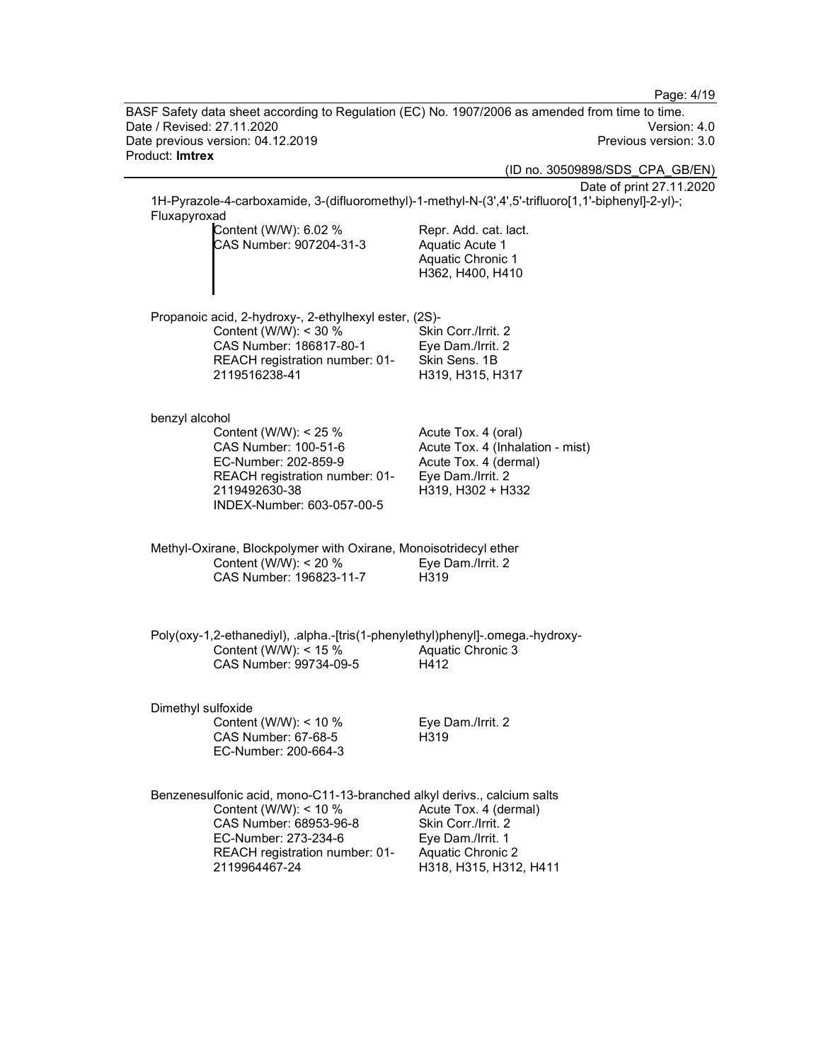1H-Pyrazole-4-carboxamide, 3-(difluoromethyl)-1-methyl-N-(3',4',5'-trifluoro[1,1'-biphenyl]-2-yl)-; Fluxapyroxad

| | |
|---|---|
| Content (W/W): 6.02 %<br>CAS Number: 907204-31-3 | Repr. Add. cat. lact.<br>Aquatic Acute 1<br>Aquatic Chronic 1<br>H362, H400, H410 |

Propanoic acid, 2-hydroxy-, 2-ethylhexyl ester, (2S)-

| | |
|---|---|
| Content (W/W): < 30 %<br>CAS Number: 186817-80-1<br>REACH registration number: 01-2119516238-41 | Skin Corr./Irrit. 2<br>Eye Dam./Irrit. 2<br>Skin Sens. 1B<br>H319, H315, H317 |

benzyl alcohol

| | |
|---|---|
| Content (W/W): < 25 %<br>CAS Number: 100-51-6<br>EC-Number: 202-859-9<br>REACH registration number: 01-2119492630-38<br>INDEX-Number: 603-057-00-5 | Acute Tox. 4 (oral)<br>Acute Tox. 4 (Inhalation - mist)<br>Acute Tox. 4 (dermal)<br>Eye Dam./Irrit. 2<br>H319, H302 + H332 |

Methyl-Oxirane, Blockpolymer with Oxirane, Monoisotridecyl ether

| | |
|---|---|
| Content (W/W): < 20 %<br>CAS Number: 196823-11-7 | Eye Dam./Irrit. 2<br>H319 |

Poly(oxy-1,2-ethanediyl), .alpha.-[tris(1-phenylethyl)phenyl]-.omega.-hydroxy-

| | |
|---|---|
| Content (W/W): < 15 %<br>CAS Number: 99734-09-5 | Aquatic Chronic 3<br>H412 |

Dimethyl sulfoxide

| | |
|---|---|
| Content (W/W): < 10 %<br>CAS Number: 67-68-5<br>EC-Number: 200-664-3 | Eye Dam./Irrit. 2<br>H319 |

Benzenesulfonic acid, mono-C11-13-branched alkyl derivs., calcium salts

| | |
|---|---|
| Content (W/W): < 10 %<br>CAS Number: 68953-96-8<br>EC-Number: 273-234-6<br>REACH registration number: 01-2119964467-24 | Acute Tox. 4 (dermal)<br>Skin Corr./Irrit. 2<br>Eye Dam./Irrit. 1<br>Aquatic Chronic 2<br>H318, H315, H312, H411 |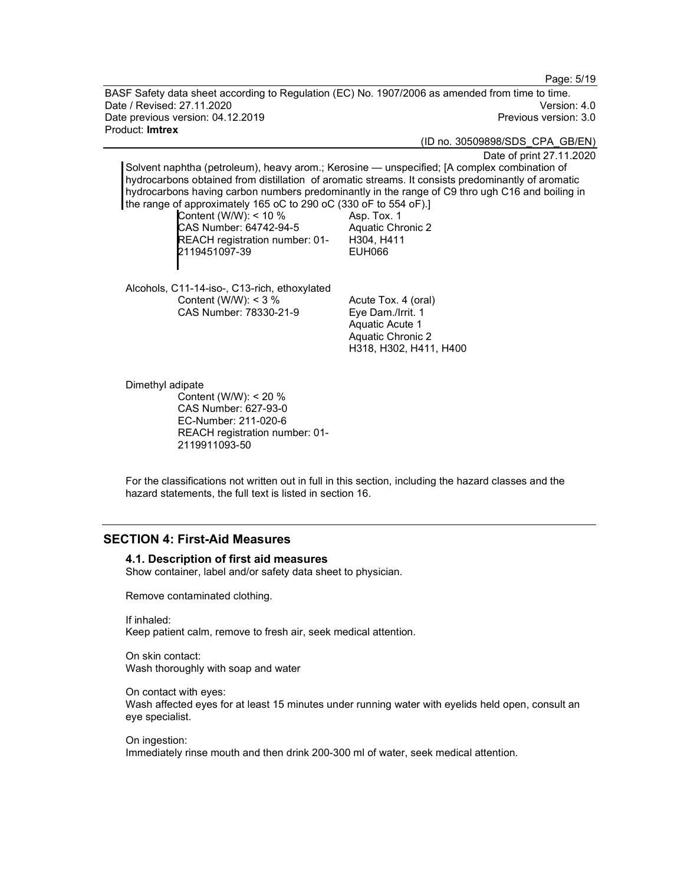Solvent naphtha (petroleum), heavy arom.; Kerosine — unspecified; [A complex combination of hydrocarbons obtained from distillation of aromatic streams. It consists predominantly of aromatic hydrocarbons having carbon numbers predominantly in the range of C9 thro ugh C16 and boiling in the range of approximately 165 oC to 290 oC (330 oF to 554 oF).]

| | |
|---|---|
| Content (W/W): < 10 %<br>CAS Number: 64742-94-5<br>REACH registration number: 01-2119451097-39 | Asp. Tox. 1<br>Aquatic Chronic 2<br>H304, H411<br>EUH066 |

Alcohols, C11-14-iso-, C13-rich, ethoxylated

| | |
|---|---|
| Content (W/W): < 3 %<br>CAS Number: 78330-21-9 | Acute Tox. 4 (oral)<br>Eye Dam./Irrit. 1<br>Aquatic Acute 1<br>Aquatic Chronic 2<br>H318, H302, H411, H400 |

Dimethyl adipate

Content (W/W): < 20 %
CAS Number: 627-93-0
EC-Number: 211-020-6
REACH registration number: 01-2119911093-50

For the classifications not written out in full in this section, including the hazard classes and the hazard statements, the full text is listed in section 16.

## SECTION 4: First-Aid Measures

### 4.1. Description of first aid measures

Show container, label and/or safety data sheet to physician.

Remove contaminated clothing.

If inhaled:
Keep patient calm, remove to fresh air, seek medical attention.

On skin contact:
Wash thoroughly with soap and water

On contact with eyes:
Wash affected eyes for at least 15 minutes under running water with eyelids held open, consult an eye specialist.

On ingestion:
Immediately rinse mouth and then drink 200-300 ml of water, seek medical attention.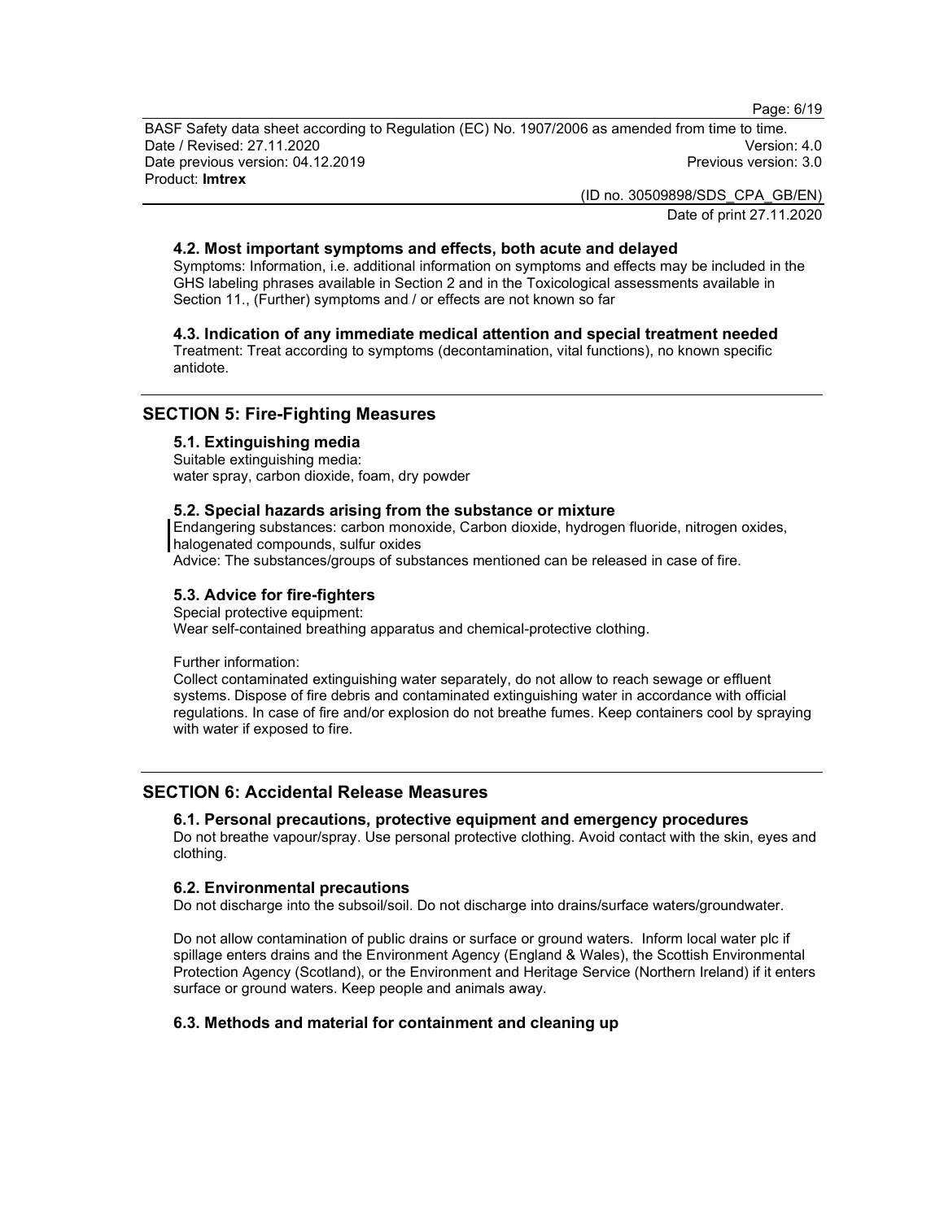### 4.2. Most important symptoms and effects, both acute and delayed

Symptoms: Information, i.e. additional information on symptoms and effects may be included in the GHS labeling phrases available in Section 2 and in the Toxicological assessments available in Section 11., (Further) symptoms and / or effects are not known so far

### 4.3. Indication of any immediate medical attention and special treatment needed

Treatment: Treat according to symptoms (decontamination, vital functions), no known specific antidote.

## SECTION 5: Fire-Fighting Measures

### 5.1. Extinguishing media

Suitable extinguishing media:
water spray, carbon dioxide, foam, dry powder

### 5.2. Special hazards arising from the substance or mixture

Endangering substances: carbon monoxide, Carbon dioxide, hydrogen fluoride, nitrogen oxides, halogenated compounds, sulfur oxides
Advice: The substances/groups of substances mentioned can be released in case of fire.

### 5.3. Advice for fire-fighters

Special protective equipment:
Wear self-contained breathing apparatus and chemical-protective clothing.

Further information:
Collect contaminated extinguishing water separately, do not allow to reach sewage or effluent systems. Dispose of fire debris and contaminated extinguishing water in accordance with official regulations. In case of fire and/or explosion do not breathe fumes. Keep containers cool by spraying with water if exposed to fire.

## SECTION 6: Accidental Release Measures

### 6.1. Personal precautions, protective equipment and emergency procedures

Do not breathe vapour/spray. Use personal protective clothing. Avoid contact with the skin, eyes and clothing.

### 6.2. Environmental precautions

Do not discharge into the subsoil/soil. Do not discharge into drains/surface waters/groundwater.

Do not allow contamination of public drains or surface or ground waters. Inform local water plc if spillage enters drains and the Environment Agency (England & Wales), the Scottish Environmental Protection Agency (Scotland), or the Environment and Heritage Service (Northern Ireland) if it enters surface or ground waters. Keep people and animals away.

### 6.3. Methods and material for containment and cleaning up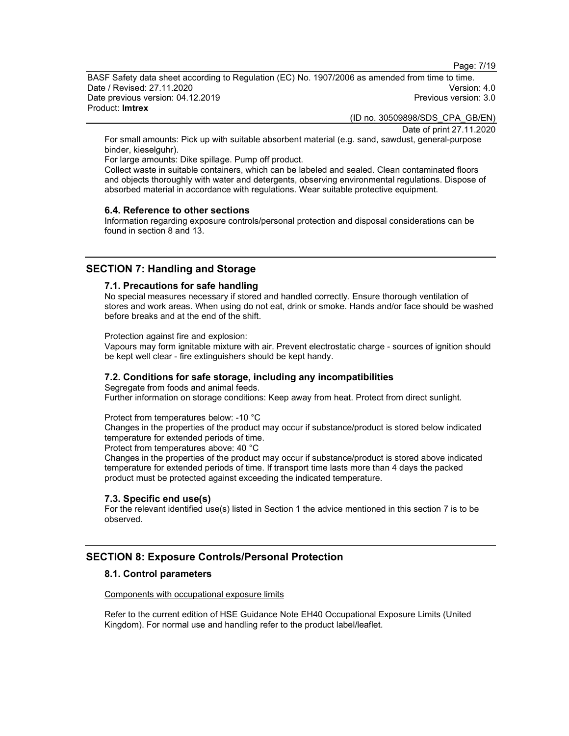For small amounts: Pick up with suitable absorbent material (e.g. sand, sawdust, general-purpose binder, kieselguhr).

For large amounts: Dike spillage. Pump off product.

Collect waste in suitable containers, which can be labeled and sealed. Clean contaminated floors and objects thoroughly with water and detergents, observing environmental regulations. Dispose of absorbed material in accordance with regulations. Wear suitable protective equipment.

### 6.4. Reference to other sections

Information regarding exposure controls/personal protection and disposal considerations can be found in section 8 and 13.

## SECTION 7: Handling and Storage

### 7.1. Precautions for safe handling

No special measures necessary if stored and handled correctly. Ensure thorough ventilation of stores and work areas. When using do not eat, drink or smoke. Hands and/or face should be washed before breaks and at the end of the shift.

Protection against fire and explosion:

Vapours may form ignitable mixture with air. Prevent electrostatic charge - sources of ignition should be kept well clear - fire extinguishers should be kept handy.

### 7.2. Conditions for safe storage, including any incompatibilities

Segregate from foods and animal feeds.

Further information on storage conditions: Keep away from heat. Protect from direct sunlight.

Protect from temperatures below: -10 °C

Changes in the properties of the product may occur if substance/product is stored below indicated temperature for extended periods of time.

Protect from temperatures above: 40 °C

Changes in the properties of the product may occur if substance/product is stored above indicated temperature for extended periods of time. If transport time lasts more than 4 days the packed product must be protected against exceeding the indicated temperature.

### 7.3. Specific end use(s)

For the relevant identified use(s) listed in Section 1 the advice mentioned in this section 7 is to be observed.

## SECTION 8: Exposure Controls/Personal Protection

### 8.1. Control parameters

Components with occupational exposure limits

Refer to the current edition of HSE Guidance Note EH40 Occupational Exposure Limits (United Kingdom). For normal use and handling refer to the product label/leaflet.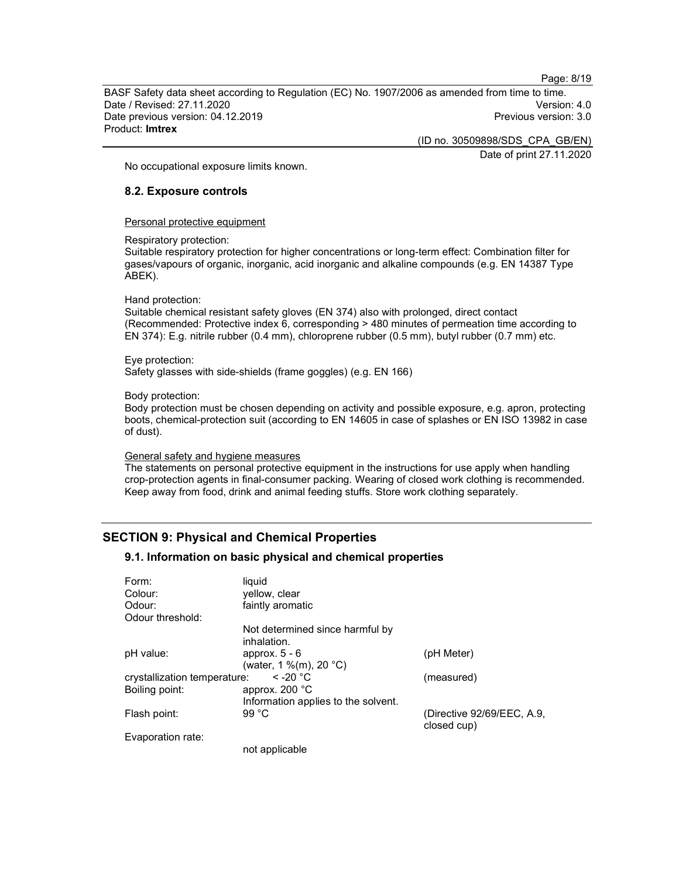No occupational exposure limits known.

### 8.2. Exposure controls

Personal protective equipment

Respiratory protection:
Suitable respiratory protection for higher concentrations or long-term effect: Combination filter for gases/vapours of organic, inorganic, acid inorganic and alkaline compounds (e.g. EN 14387 Type ABEK).

Hand protection:
Suitable chemical resistant safety gloves (EN 374) also with prolonged, direct contact (Recommended: Protective index 6, corresponding > 480 minutes of permeation time according to EN 374): E.g. nitrile rubber (0.4 mm), chloroprene rubber (0.5 mm), butyl rubber (0.7 mm) etc.

Eye protection:
Safety glasses with side-shields (frame goggles) (e.g. EN 166)

Body protection:
Body protection must be chosen depending on activity and possible exposure, e.g. apron, protecting boots, chemical-protection suit (according to EN 14605 in case of splashes or EN ISO 13982 in case of dust).

General safety and hygiene measures
The statements on personal protective equipment in the instructions for use apply when handling crop-protection agents in final-consumer packing. Wearing of closed work clothing is recommended. Keep away from food, drink and animal feeding stuffs. Store work clothing separately.

## SECTION 9: Physical and Chemical Properties

### 9.1. Information on basic physical and chemical properties

| | | |
|---|---|---|
| Form: | liquid | |
| Colour: | yellow, clear | |
| Odour: | faintly aromatic | |
| Odour threshold: | Not determined since harmful by inhalation. | |
| pH value: | approx. 5 - 6 (water, 1 %(m), 20 °C) | (pH Meter) |
| crystallization temperature: | < -20 °C | (measured) |
| Boiling point: | approx. 200 °C Information applies to the solvent. | |
| Flash point: | 99 °C | (Directive 92/69/EEC, A.9, closed cup) |
| Evaporation rate: | not applicable | |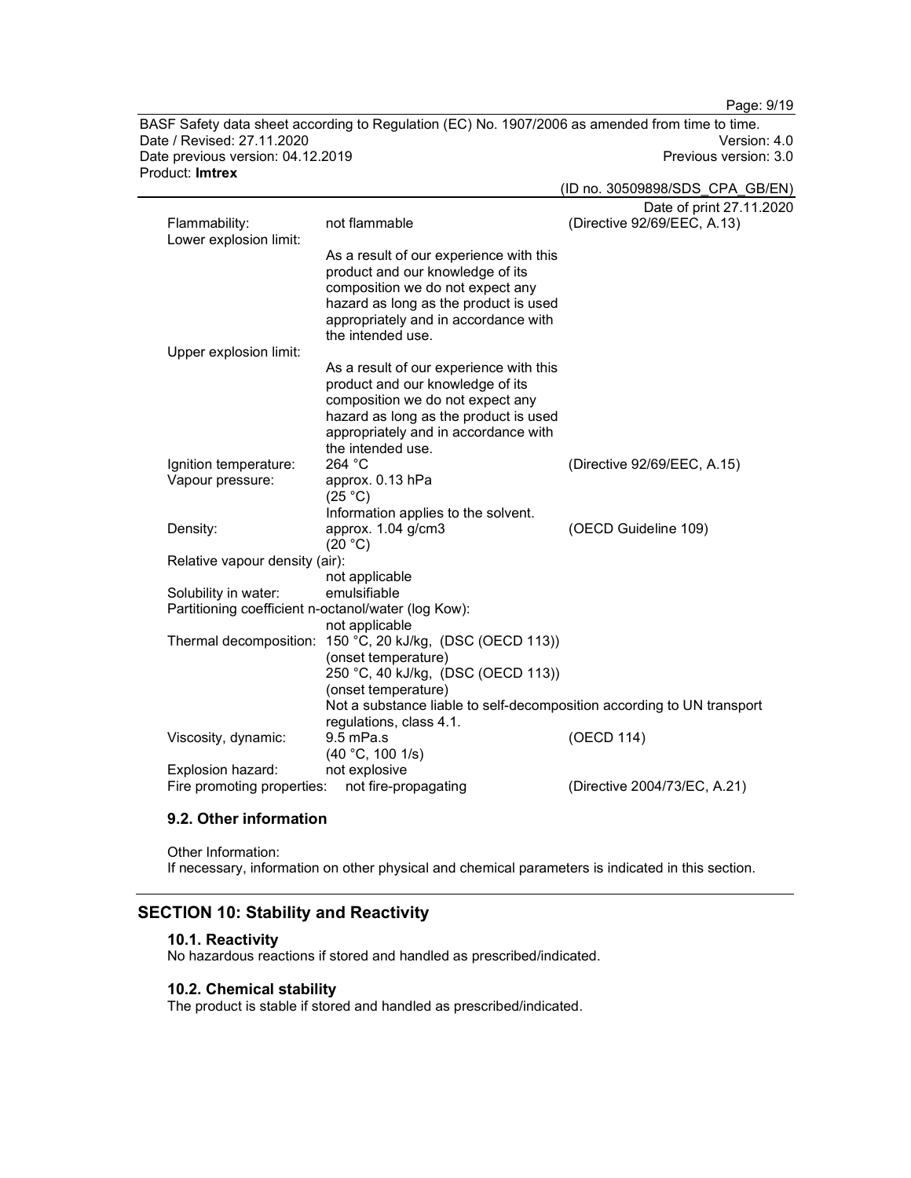| | | |
|---|---|---|
| Flammability: | not flammable | (Directive 92/69/EEC, A.13) |
| Lower explosion limit: | As a result of our experience with this product and our knowledge of its composition we do not expect any hazard as long as the product is used appropriately and in accordance with the intended use. | |
| Upper explosion limit: | As a result of our experience with this product and our knowledge of its composition we do not expect any hazard as long as the product is used appropriately and in accordance with the intended use. | |
| Ignition temperature: | 264 °C | (Directive 92/69/EEC, A.15) |
| Vapour pressure: | approx. 0.13 hPa (25 °C) Information applies to the solvent. | |
| Density: | approx. 1.04 g/cm3 (20 °C) | (OECD Guideline 109) |
| Relative vapour density (air): | not applicable | |
| Solubility in water: | emulsifiable | |
| Partitioning coefficient n-octanol/water (log Kow): | not applicable | |
| Thermal decomposition: | 150 °C, 20 kJ/kg, (DSC (OECD 113)) (onset temperature) 250 °C, 40 kJ/kg, (DSC (OECD 113)) (onset temperature) Not a substance liable to self-decomposition according to UN transport regulations, class 4.1. | |
| Viscosity, dynamic: | 9.5 mPa.s (40 °C, 100 1/s) | (OECD 114) |
| Explosion hazard: | not explosive | |
| Fire promoting properties: | not fire-propagating | (Directive 2004/73/EC, A.21) |

### 9.2. Other information

Other Information:
If necessary, information on other physical and chemical parameters is indicated in this section.

## SECTION 10: Stability and Reactivity

### 10.1. Reactivity

No hazardous reactions if stored and handled as prescribed/indicated.

### 10.2. Chemical stability

The product is stable if stored and handled as prescribed/indicated.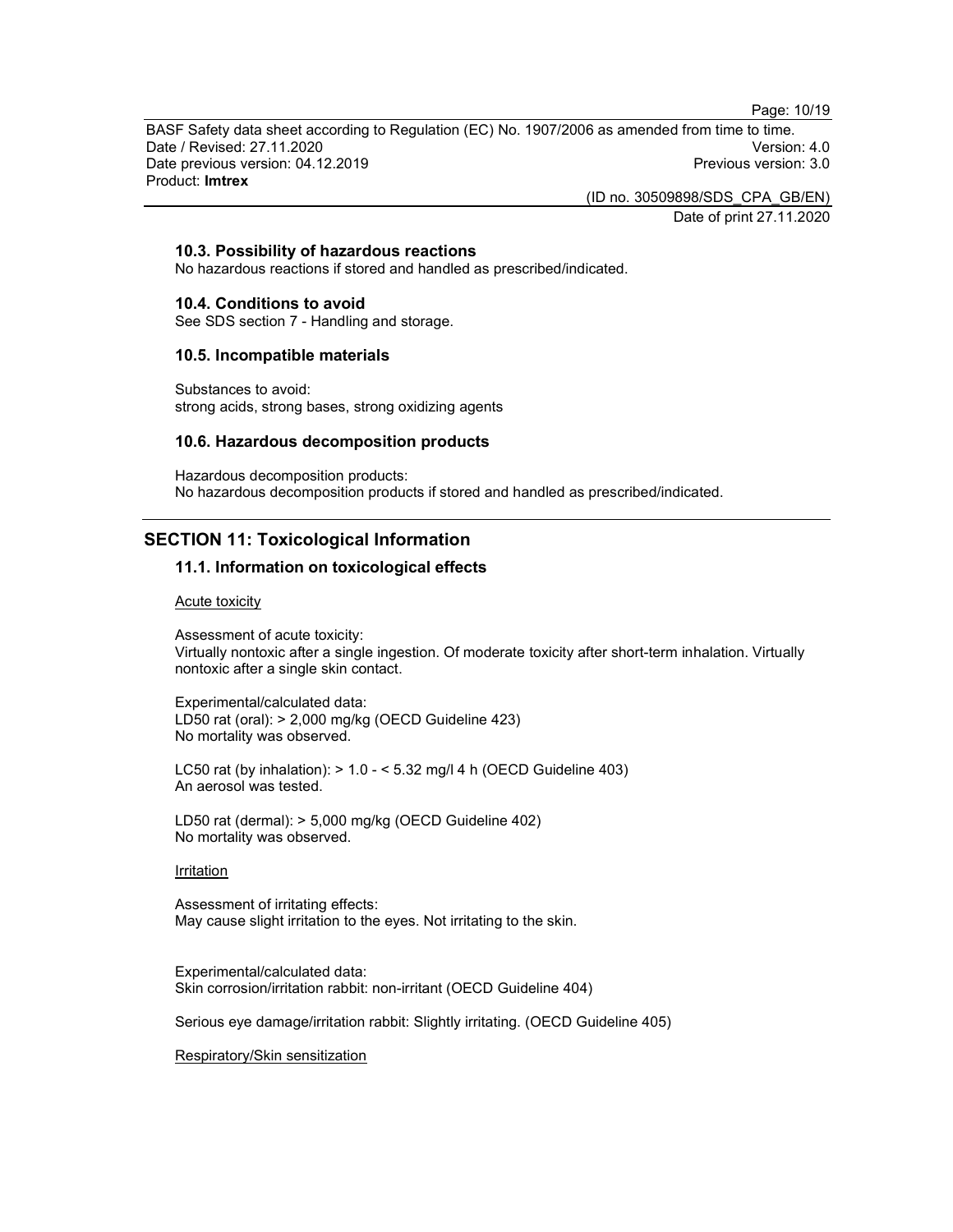### 10.3. Possibility of hazardous reactions

No hazardous reactions if stored and handled as prescribed/indicated.

### 10.4. Conditions to avoid

See SDS section 7 - Handling and storage.

### 10.5. Incompatible materials

Substances to avoid:
strong acids, strong bases, strong oxidizing agents

### 10.6. Hazardous decomposition products

Hazardous decomposition products:
No hazardous decomposition products if stored and handled as prescribed/indicated.

## SECTION 11: Toxicological Information

### 11.1. Information on toxicological effects

Acute toxicity

Assessment of acute toxicity:
Virtually nontoxic after a single ingestion. Of moderate toxicity after short-term inhalation. Virtually nontoxic after a single skin contact.

Experimental/calculated data:
LD50 rat (oral): > 2,000 mg/kg (OECD Guideline 423)
No mortality was observed.

LC50 rat (by inhalation): > 1.0 - < 5.32 mg/l 4 h (OECD Guideline 403)
An aerosol was tested.

LD50 rat (dermal): > 5,000 mg/kg (OECD Guideline 402)
No mortality was observed.

Irritation

Assessment of irritating effects:
May cause slight irritation to the eyes. Not irritating to the skin.

Experimental/calculated data:
Skin corrosion/irritation rabbit: non-irritant (OECD Guideline 404)

Serious eye damage/irritation rabbit: Slightly irritating. (OECD Guideline 405)

Respiratory/Skin sensitization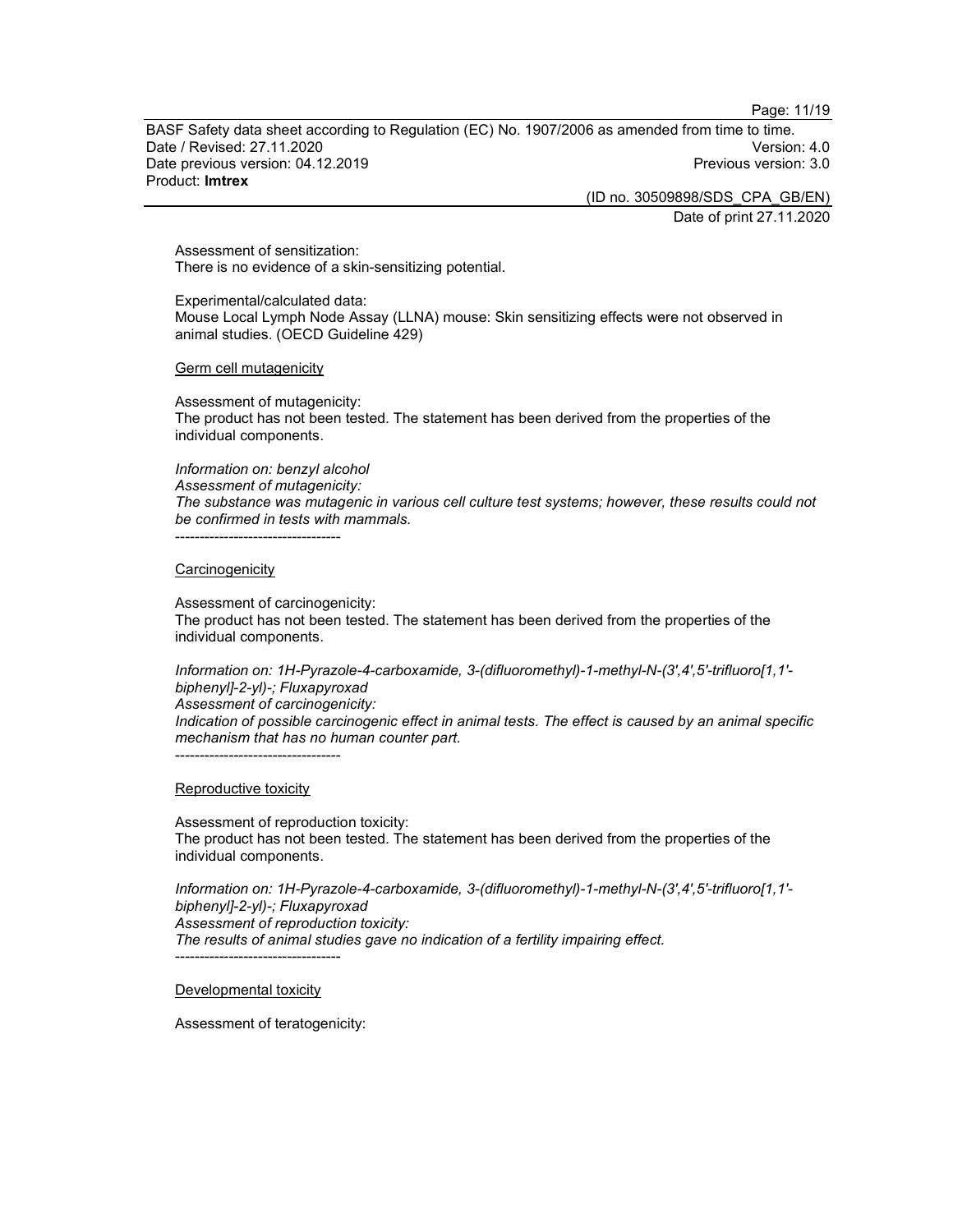Assessment of sensitization:
There is no evidence of a skin-sensitizing potential.

Experimental/calculated data:
Mouse Local Lymph Node Assay (LLNA) mouse: Skin sensitizing effects were not observed in animal studies. (OECD Guideline 429)

<u>Germ cell mutagenicity</u>

Assessment of mutagenicity:
The product has not been tested. The statement has been derived from the properties of the individual components.

*Information on: benzyl alcohol*
*Assessment of mutagenicity:*
*The substance was mutagenic in various cell culture test systems; however, these results could not be confirmed in tests with mammals.*
----------------------------------

<u>Carcinogenicity</u>

Assessment of carcinogenicity:
The product has not been tested. The statement has been derived from the properties of the individual components.

*Information on: 1H-Pyrazole-4-carboxamide, 3-(difluoromethyl)-1-methyl-N-(3',4',5'-trifluoro[1,1'-biphenyl]-2-yl)-; Fluxapyroxad*
*Assessment of carcinogenicity:*
*Indication of possible carcinogenic effect in animal tests. The effect is caused by an animal specific mechanism that has no human counter part.*
----------------------------------

<u>Reproductive toxicity</u>

Assessment of reproduction toxicity:
The product has not been tested. The statement has been derived from the properties of the individual components.

*Information on: 1H-Pyrazole-4-carboxamide, 3-(difluoromethyl)-1-methyl-N-(3',4',5'-trifluoro[1,1'-biphenyl]-2-yl)-; Fluxapyroxad*
*Assessment of reproduction toxicity:*
*The results of animal studies gave no indication of a fertility impairing effect.*
----------------------------------

<u>Developmental toxicity</u>

Assessment of teratogenicity: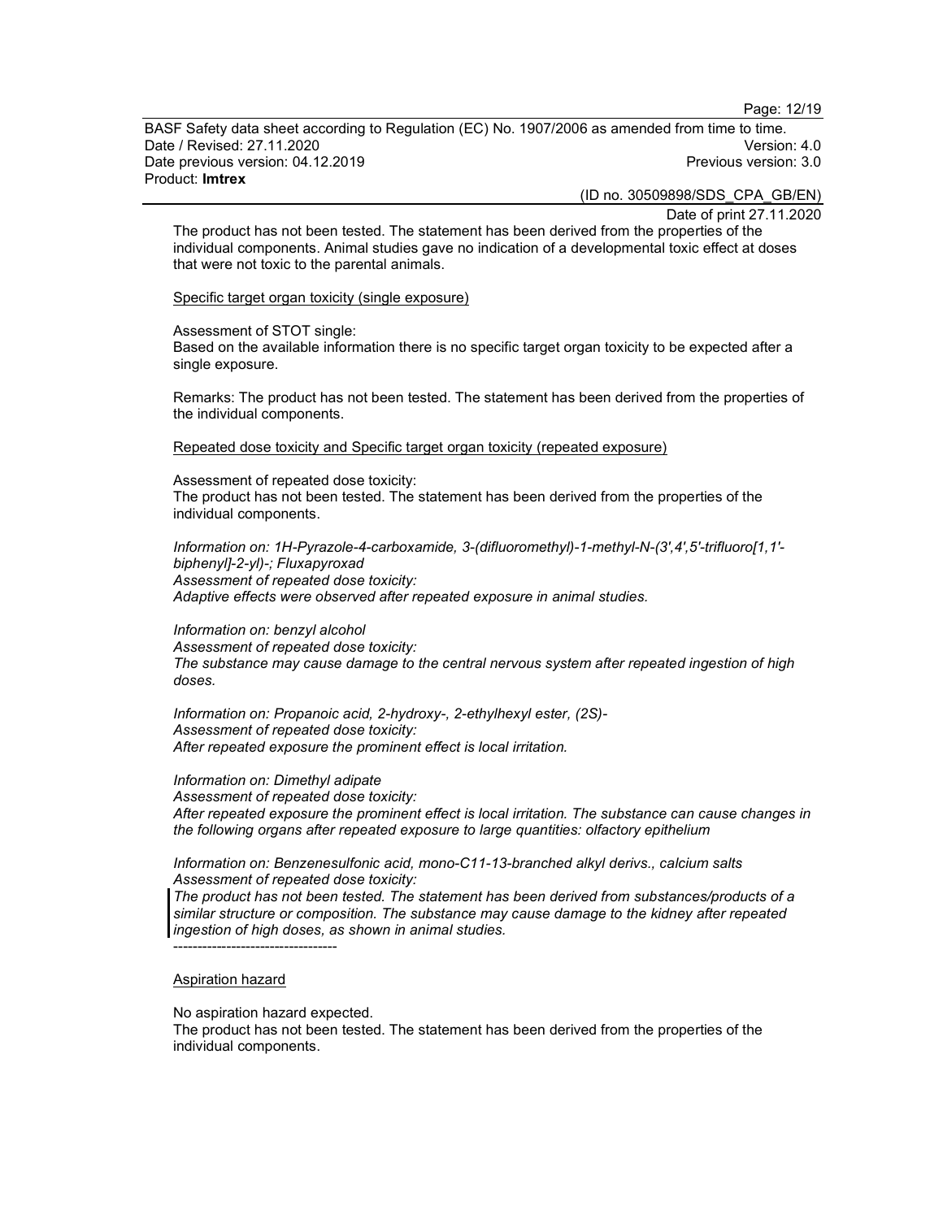The product has not been tested. The statement has been derived from the properties of the individual components. Animal studies gave no indication of a developmental toxic effect at doses that were not toxic to the parental animals.

Specific target organ toxicity (single exposure)

Assessment of STOT single:
Based on the available information there is no specific target organ toxicity to be expected after a single exposure.

Remarks: The product has not been tested. The statement has been derived from the properties of the individual components.

Repeated dose toxicity and Specific target organ toxicity (repeated exposure)

Assessment of repeated dose toxicity:
The product has not been tested. The statement has been derived from the properties of the individual components.

*Information on: 1H-Pyrazole-4-carboxamide, 3-(difluoromethyl)-1-methyl-N-(3',4',5'-trifluoro[1,1'-biphenyl]-2-yl)-; Fluxapyroxad*
*Assessment of repeated dose toxicity:*
*Adaptive effects were observed after repeated exposure in animal studies.*

*Information on: benzyl alcohol*
*Assessment of repeated dose toxicity:*
*The substance may cause damage to the central nervous system after repeated ingestion of high doses.*

*Information on: Propanoic acid, 2-hydroxy-, 2-ethylhexyl ester, (2S)-*
*Assessment of repeated dose toxicity:*
*After repeated exposure the prominent effect is local irritation.*

*Information on: Dimethyl adipate*
*Assessment of repeated dose toxicity:*
*After repeated exposure the prominent effect is local irritation. The substance can cause changes in the following organs after repeated exposure to large quantities: olfactory epithelium*

*Information on: Benzenesulfonic acid, mono-C11-13-branched alkyl derivs., calcium salts*
*Assessment of repeated dose toxicity:*
*The product has not been tested. The statement has been derived from substances/products of a similar structure or composition. The substance may cause damage to the kidney after repeated ingestion of high doses, as shown in animal studies.*

----------------------------------

Aspiration hazard

No aspiration hazard expected.
The product has not been tested. The statement has been derived from the properties of the individual components.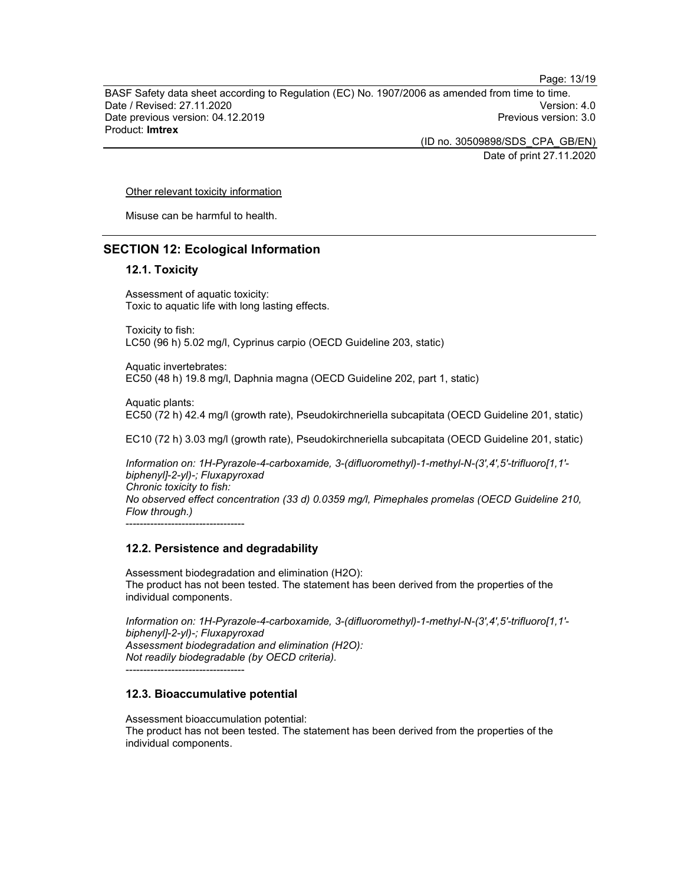Other relevant toxicity information

Misuse can be harmful to health.

## SECTION 12: Ecological Information

### 12.1. Toxicity

Assessment of aquatic toxicity:
Toxic to aquatic life with long lasting effects.

Toxicity to fish:
LC50 (96 h) 5.02 mg/l, Cyprinus carpio (OECD Guideline 203, static)

Aquatic invertebrates:
EC50 (48 h) 19.8 mg/l, Daphnia magna (OECD Guideline 202, part 1, static)

Aquatic plants:
EC50 (72 h) 42.4 mg/l (growth rate), Pseudokirchneriella subcapitata (OECD Guideline 201, static)

EC10 (72 h) 3.03 mg/l (growth rate), Pseudokirchneriella subcapitata (OECD Guideline 201, static)

*Information on: 1H-Pyrazole-4-carboxamide, 3-(difluoromethyl)-1-methyl-N-(3',4',5'-trifluoro[1,1'-biphenyl]-2-yl)-; Fluxapyroxad*
*Chronic toxicity to fish:*
*No observed effect concentration (33 d) 0.0359 mg/l, Pimephales promelas (OECD Guideline 210, Flow through.)*
----------------------------------

### 12.2. Persistence and degradability

Assessment biodegradation and elimination (H2O):
The product has not been tested. The statement has been derived from the properties of the individual components.

*Information on: 1H-Pyrazole-4-carboxamide, 3-(difluoromethyl)-1-methyl-N-(3',4',5'-trifluoro[1,1'-biphenyl]-2-yl)-; Fluxapyroxad*
*Assessment biodegradation and elimination (H2O):*
*Not readily biodegradable (by OECD criteria).*
----------------------------------

### 12.3. Bioaccumulative potential

Assessment bioaccumulation potential:
The product has not been tested. The statement has been derived from the properties of the individual components.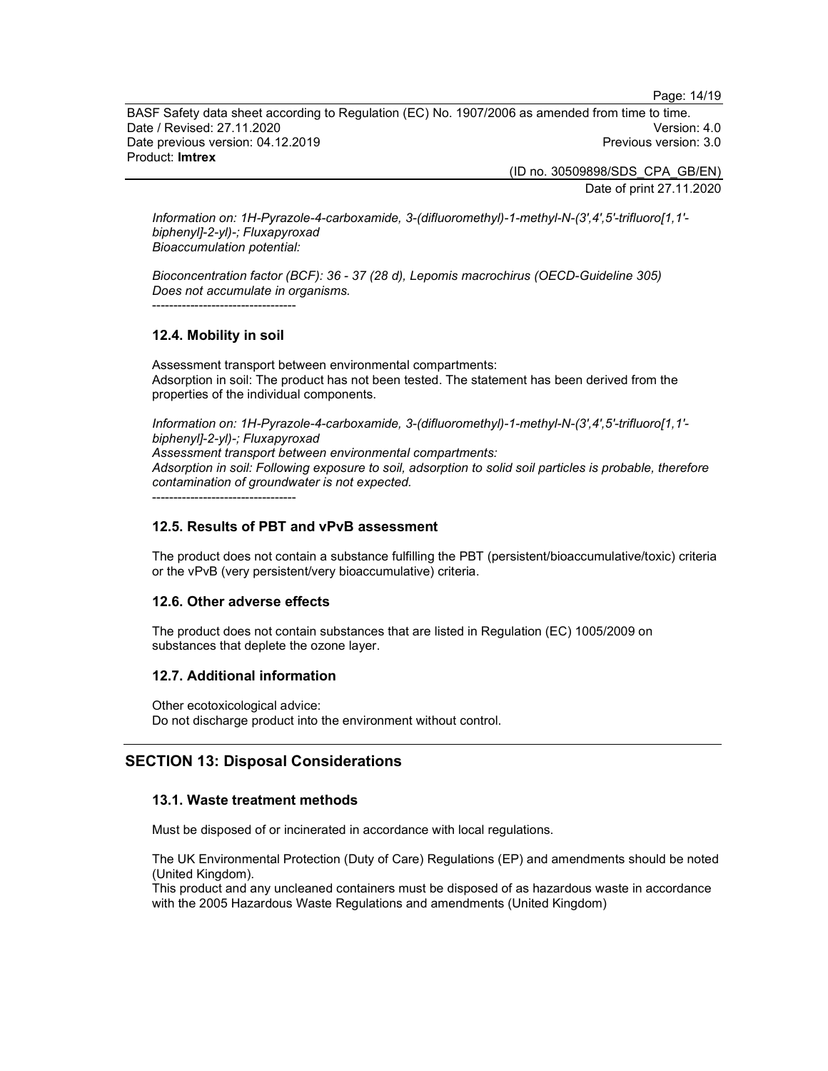*Information on: 1H-Pyrazole-4-carboxamide, 3-(difluoromethyl)-1-methyl-N-(3',4',5'-trifluoro[1,1'-biphenyl]-2-yl)-; Fluxapyroxad*
*Bioaccumulation potential:*

*Bioconcentration factor (BCF): 36 - 37 (28 d), Lepomis macrochirus (OECD-Guideline 305)*
*Does not accumulate in organisms.*
----------------------------------

### 12.4. Mobility in soil

Assessment transport between environmental compartments:
Adsorption in soil: The product has not been tested. The statement has been derived from the properties of the individual components.

*Information on: 1H-Pyrazole-4-carboxamide, 3-(difluoromethyl)-1-methyl-N-(3',4',5'-trifluoro[1,1'-biphenyl]-2-yl)-; Fluxapyroxad*
*Assessment transport between environmental compartments:*
*Adsorption in soil: Following exposure to soil, adsorption to solid soil particles is probable, therefore contamination of groundwater is not expected.*
----------------------------------

### 12.5. Results of PBT and vPvB assessment

The product does not contain a substance fulfilling the PBT (persistent/bioaccumulative/toxic) criteria or the vPvB (very persistent/very bioaccumulative) criteria.

### 12.6. Other adverse effects

The product does not contain substances that are listed in Regulation (EC) 1005/2009 on substances that deplete the ozone layer.

### 12.7. Additional information

Other ecotoxicological advice:
Do not discharge product into the environment without control.

## SECTION 13: Disposal Considerations

### 13.1. Waste treatment methods

Must be disposed of or incinerated in accordance with local regulations.

The UK Environmental Protection (Duty of Care) Regulations (EP) and amendments should be noted (United Kingdom).
This product and any uncleaned containers must be disposed of as hazardous waste in accordance with the 2005 Hazardous Waste Regulations and amendments (United Kingdom)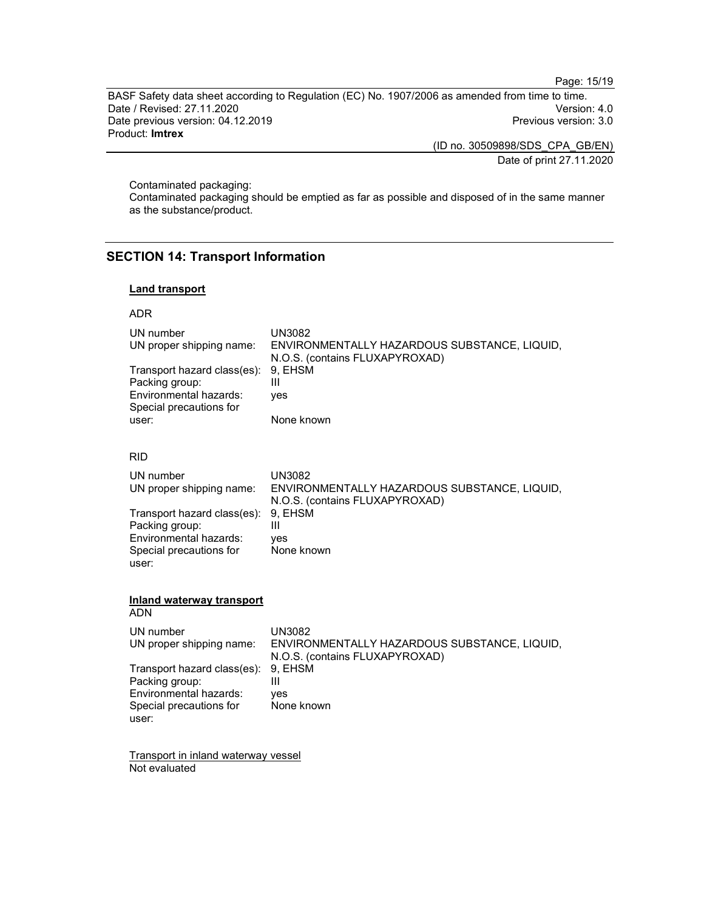Contaminated packaging:
Contaminated packaging should be emptied as far as possible and disposed of in the same manner as the substance/product.

## SECTION 14: Transport Information

### Land transport

ADR

| | |
|---|---|
| UN number | UN3082 |
| UN proper shipping name: | ENVIRONMENTALLY HAZARDOUS SUBSTANCE, LIQUID, N.O.S. (contains FLUXAPYROXAD) |
| Transport hazard class(es): | 9, EHSM |
| Packing group: | III |
| Environmental hazards: | yes |
| Special precautions for user: | None known |

RID

| | |
|---|---|
| UN number | UN3082 |
| UN proper shipping name: | ENVIRONMENTALLY HAZARDOUS SUBSTANCE, LIQUID, N.O.S. (contains FLUXAPYROXAD) |
| Transport hazard class(es): | 9, EHSM |
| Packing group: | III |
| Environmental hazards: | yes |
| Special precautions for user: | None known |

### Inland waterway transport

ADN

| | |
|---|---|
| UN number | UN3082 |
| UN proper shipping name: | ENVIRONMENTALLY HAZARDOUS SUBSTANCE, LIQUID, N.O.S. (contains FLUXAPYROXAD) |
| Transport hazard class(es): | 9, EHSM |
| Packing group: | III |
| Environmental hazards: | yes |
| Special precautions for user: | None known |

Transport in inland waterway vessel
Not evaluated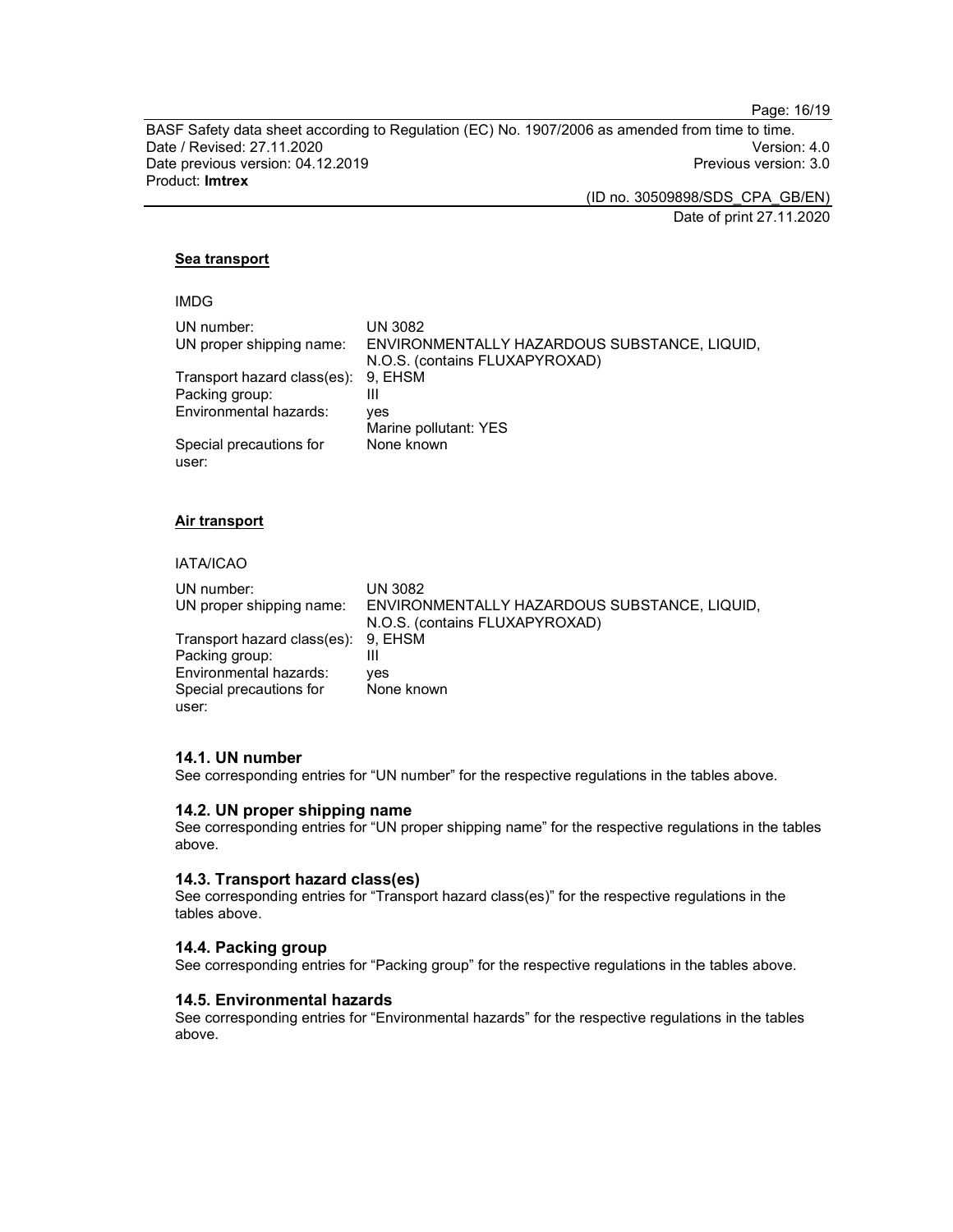**Sea transport**

IMDG

| | |
|---|---|
| UN number: | UN 3082 |
| UN proper shipping name: | ENVIRONMENTALLY HAZARDOUS SUBSTANCE, LIQUID, N.O.S. (contains FLUXAPYROXAD) |
| Transport hazard class(es): | 9, EHSM |
| Packing group: | III |
| Environmental hazards: | yes<br>Marine pollutant: YES |
| Special precautions for user: | None known |

**Air transport**

IATA/ICAO

| | |
|---|---|
| UN number: | UN 3082 |
| UN proper shipping name: | ENVIRONMENTALLY HAZARDOUS SUBSTANCE, LIQUID, N.O.S. (contains FLUXAPYROXAD) |
| Transport hazard class(es): | 9, EHSM |
| Packing group: | III |
| Environmental hazards: | yes |
| Special precautions for user: | None known |

### 14.1. UN number

See corresponding entries for “UN number” for the respective regulations in the tables above.

### 14.2. UN proper shipping name

See corresponding entries for “UN proper shipping name” for the respective regulations in the tables above.

### 14.3. Transport hazard class(es)

See corresponding entries for “Transport hazard class(es)” for the respective regulations in the tables above.

### 14.4. Packing group

See corresponding entries for “Packing group” for the respective regulations in the tables above.

### 14.5. Environmental hazards

See corresponding entries for “Environmental hazards” for the respective regulations in the tables above.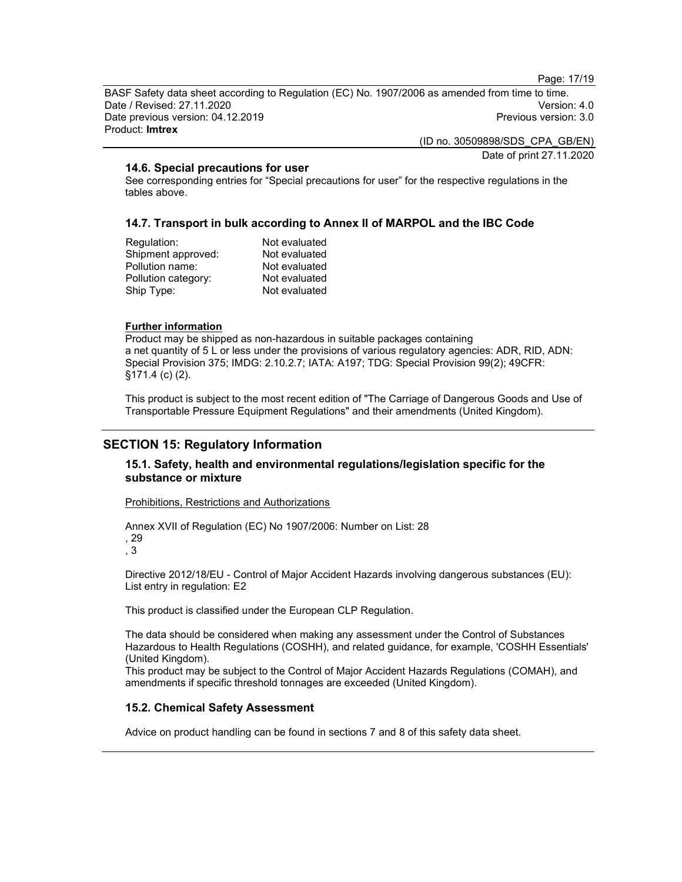### 14.6. Special precautions for user

See corresponding entries for "Special precautions for user" for the respective regulations in the tables above.

### 14.7. Transport in bulk according to Annex II of MARPOL and the IBC Code

| | |
|---|---|
| Regulation: | Not evaluated |
| Shipment approved: | Not evaluated |
| Pollution name: | Not evaluated |
| Pollution category: | Not evaluated |
| Ship Type: | Not evaluated |

**Further information**

Product may be shipped as non-hazardous in suitable packages containing a net quantity of 5 L or less under the provisions of various regulatory agencies: ADR, RID, ADN: Special Provision 375; IMDG: 2.10.2.7; IATA: A197; TDG: Special Provision 99(2); 49CFR: §171.4 (c) (2).

This product is subject to the most recent edition of "The Carriage of Dangerous Goods and Use of Transportable Pressure Equipment Regulations" and their amendments (United Kingdom).

## SECTION 15: Regulatory Information

### 15.1. Safety, health and environmental regulations/legislation specific for the substance or mixture

Prohibitions, Restrictions and Authorizations

Annex XVII of Regulation (EC) No 1907/2006: Number on List: 28
, 29
, 3

Directive 2012/18/EU - Control of Major Accident Hazards involving dangerous substances (EU): List entry in regulation: E2

This product is classified under the European CLP Regulation.

The data should be considered when making any assessment under the Control of Substances Hazardous to Health Regulations (COSHH), and related guidance, for example, 'COSHH Essentials' (United Kingdom).
This product may be subject to the Control of Major Accident Hazards Regulations (COMAH), and amendments if specific threshold tonnages are exceeded (United Kingdom).

### 15.2. Chemical Safety Assessment

Advice on product handling can be found in sections 7 and 8 of this safety data sheet.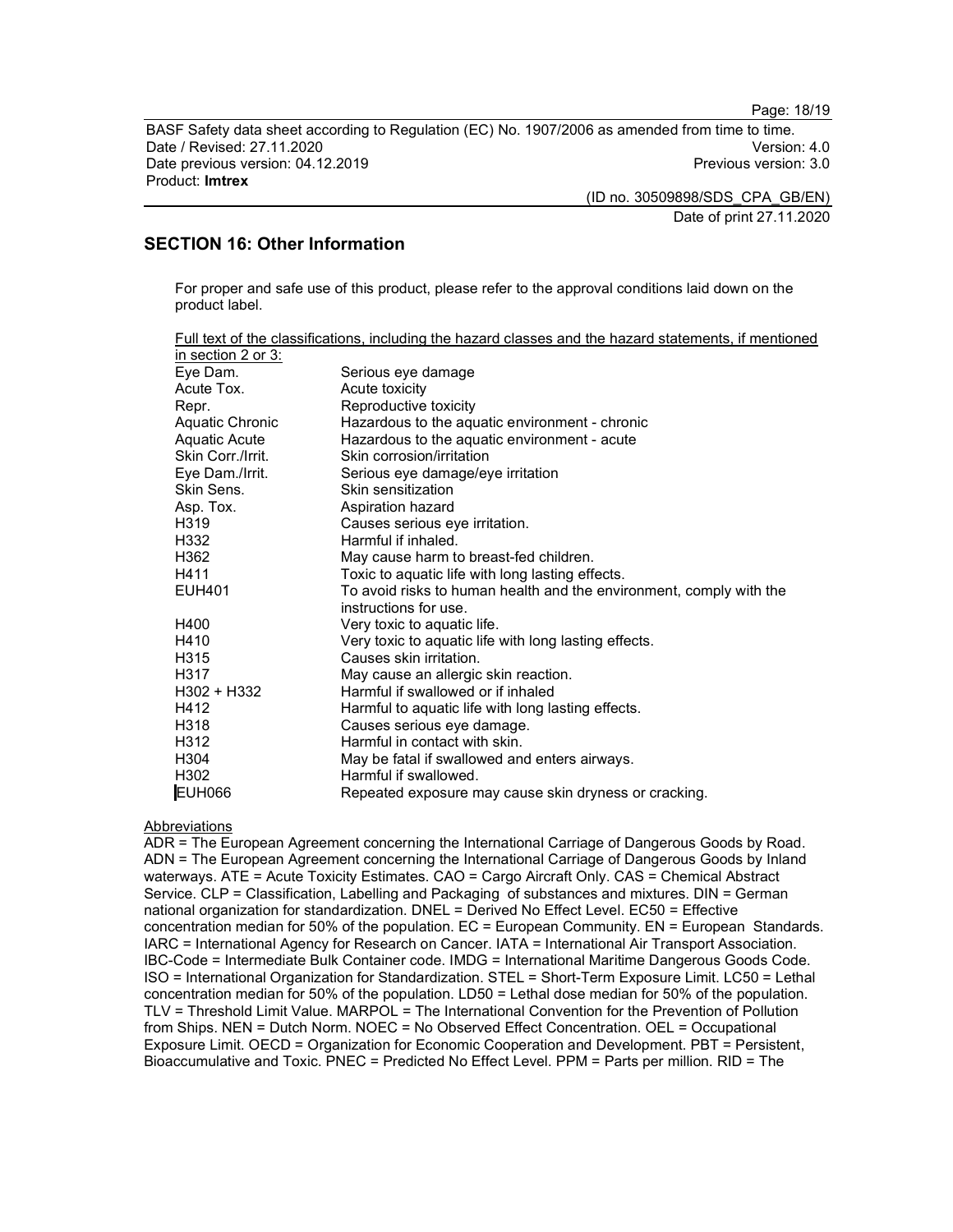## SECTION 16: Other Information

For proper and safe use of this product, please refer to the approval conditions laid down on the product label.

Full text of the classifications, including the hazard classes and the hazard statements, if mentioned in section 2 or 3:

| | |
|---|---|
| Eye Dam. | Serious eye damage |
| Acute Tox. | Acute toxicity |
| Repr. | Reproductive toxicity |
| Aquatic Chronic | Hazardous to the aquatic environment - chronic |
| Aquatic Acute | Hazardous to the aquatic environment - acute |
| Skin Corr./Irrit. | Skin corrosion/irritation |
| Eye Dam./Irrit. | Serious eye damage/eye irritation |
| Skin Sens. | Skin sensitization |
| Asp. Tox. | Aspiration hazard |
| H319 | Causes serious eye irritation. |
| H332 | Harmful if inhaled. |
| H362 | May cause harm to breast-fed children. |
| H411 | Toxic to aquatic life with long lasting effects. |
| EUH401 | To avoid risks to human health and the environment, comply with the instructions for use. |
| H400 | Very toxic to aquatic life. |
| H410 | Very toxic to aquatic life with long lasting effects. |
| H315 | Causes skin irritation. |
| H317 | May cause an allergic skin reaction. |
| H302 + H332 | Harmful if swallowed or if inhaled |
| H412 | Harmful to aquatic life with long lasting effects. |
| H318 | Causes serious eye damage. |
| H312 | Harmful in contact with skin. |
| H304 | May be fatal if swallowed and enters airways. |
| H302 | Harmful if swallowed. |
| EUH066 | Repeated exposure may cause skin dryness or cracking. |

Abbreviations

ADR = The European Agreement concerning the International Carriage of Dangerous Goods by Road. ADN = The European Agreement concerning the International Carriage of Dangerous Goods by Inland waterways. ATE = Acute Toxicity Estimates. CAO = Cargo Aircraft Only. CAS = Chemical Abstract Service. CLP = Classification, Labelling and Packaging of substances and mixtures. DIN = German national organization for standardization. DNEL = Derived No Effect Level. EC50 = Effective concentration median for 50% of the population. EC = European Community. EN = European Standards. IARC = International Agency for Research on Cancer. IATA = International Air Transport Association. IBC-Code = Intermediate Bulk Container code. IMDG = International Maritime Dangerous Goods Code. ISO = International Organization for Standardization. STEL = Short-Term Exposure Limit. LC50 = Lethal concentration median for 50% of the population. LD50 = Lethal dose median for 50% of the population. TLV = Threshold Limit Value. MARPOL = The International Convention for the Prevention of Pollution from Ships. NEN = Dutch Norm. NOEC = No Observed Effect Concentration. OEL = Occupational Exposure Limit. OECD = Organization for Economic Cooperation and Development. PBT = Persistent, Bioaccumulative and Toxic. PNEC = Predicted No Effect Level. PPM = Parts per million. RID = The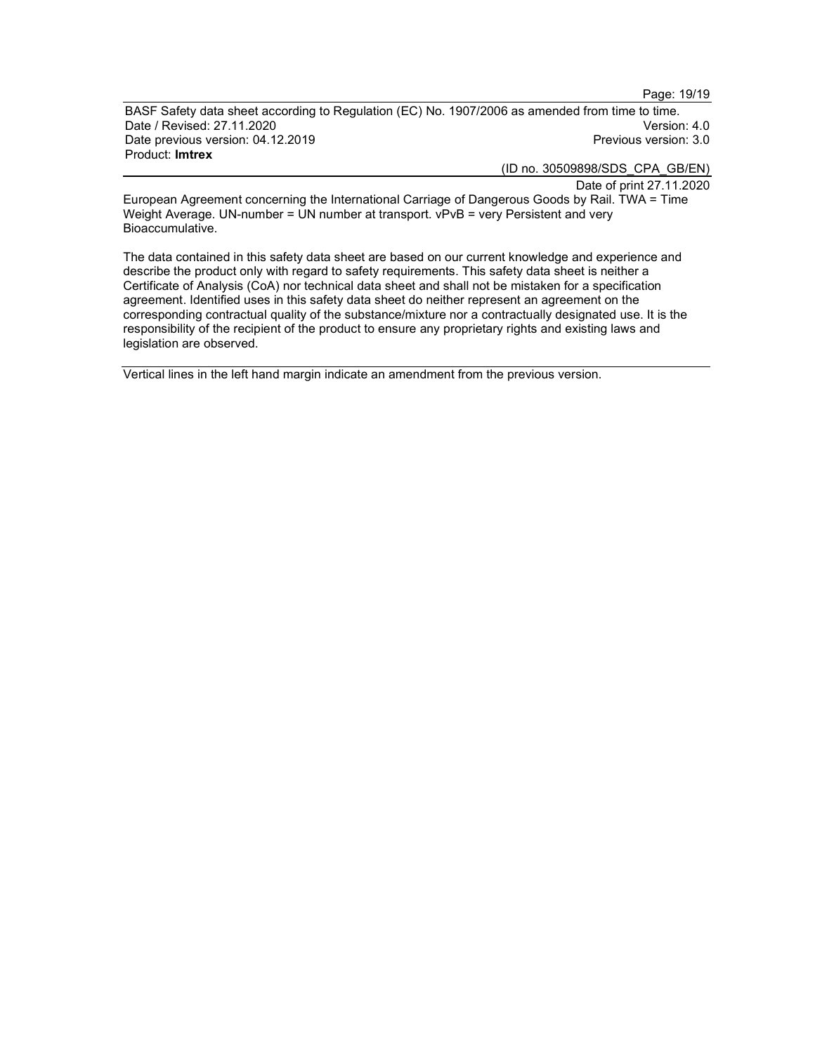European Agreement concerning the International Carriage of Dangerous Goods by Rail. TWA = Time Weight Average. UN-number = UN number at transport. vPvB = very Persistent and very Bioaccumulative.

The data contained in this safety data sheet are based on our current knowledge and experience and describe the product only with regard to safety requirements. This safety data sheet is neither a Certificate of Analysis (CoA) nor technical data sheet and shall not be mistaken for a specification agreement. Identified uses in this safety data sheet do neither represent an agreement on the corresponding contractual quality of the substance/mixture nor a contractually designated use. It is the responsibility of the recipient of the product to ensure any proprietary rights and existing laws and legislation are observed.

---

Vertical lines in the left hand margin indicate an amendment from the previous version.